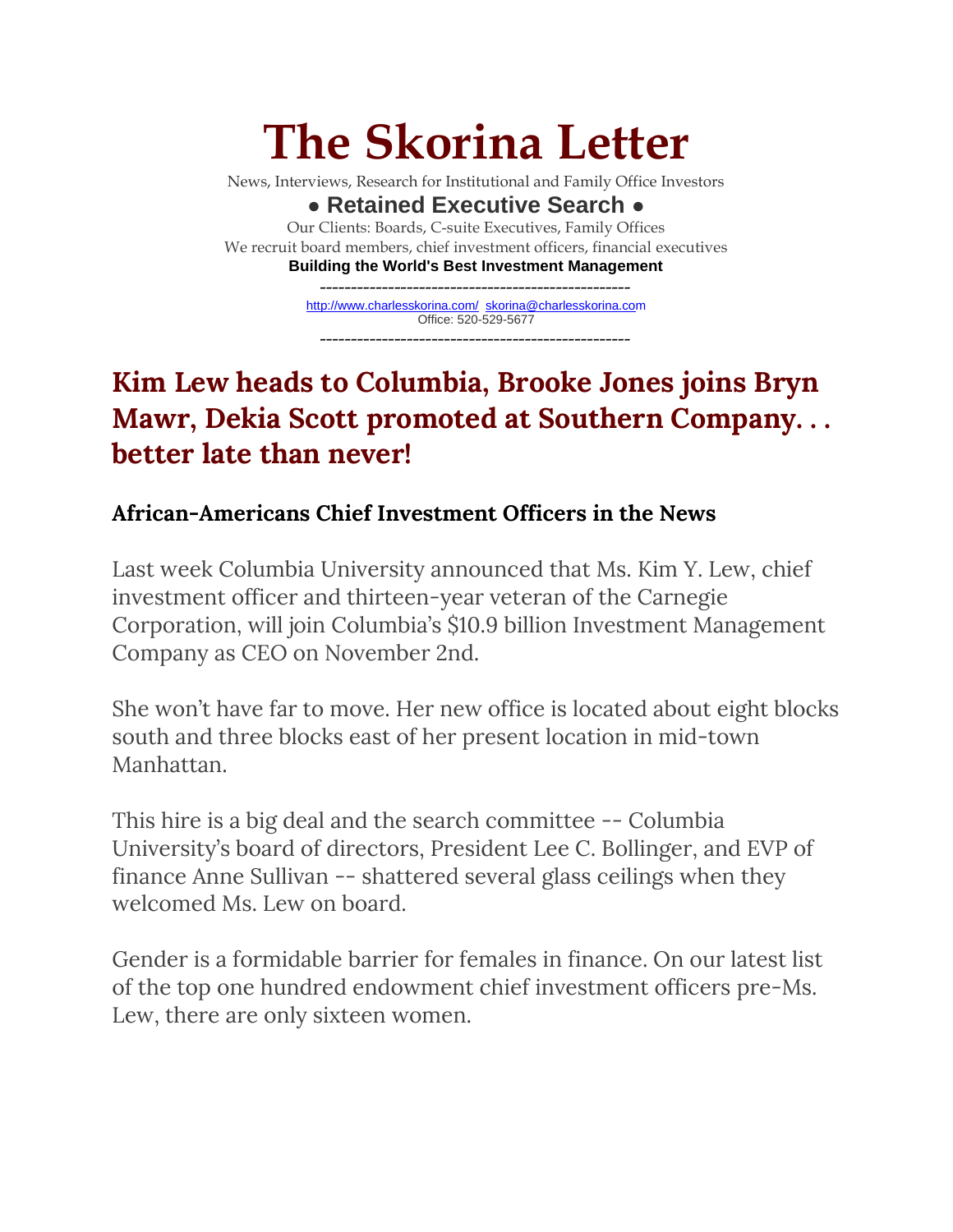# The Skorina Letter

News, Interviews, Research for Institutional and Family Office Investors

**● Retained Executive Search ●**

Our Clients: Boards, C-suite Executives, Family Offices

We recruit board members, chief investment officers, financial executives

**Building the World's Best Investment Management**

---

http://www.charlesskorina.com/ skorina@charlesskorina.com

Office: 520-529-5677

---

## Kim Lew heads to Columbia, Brooke Jones joins Bryn Mawr, Dekia Scott promoted at Southern Company. . . better late than never!

### African-Americans Chief Investment Officers in the News

Last week Columbia University announced that Ms. Kim Y. Lew, chief investment officer and thirteen-year veteran of the Carnegie Corporation, will join Columbia's $10.9 billion Investment Management Company as CEO on November 2nd.

She won't have far to move. Her new office is located about eight blocks south and three blocks east of her present location in mid-town Manhattan.

This hire is a big deal and the search committee -- Columbia University's board of directors, President Lee C. Bollinger, and EVP of finance Anne Sullivan -- shattered several glass ceilings when they welcomed Ms. Lew on board.

Gender is a formidable barrier for females in finance. On our latest list of the top one hundred endowment chief investment officers pre-Ms. Lew, there are only sixteen women.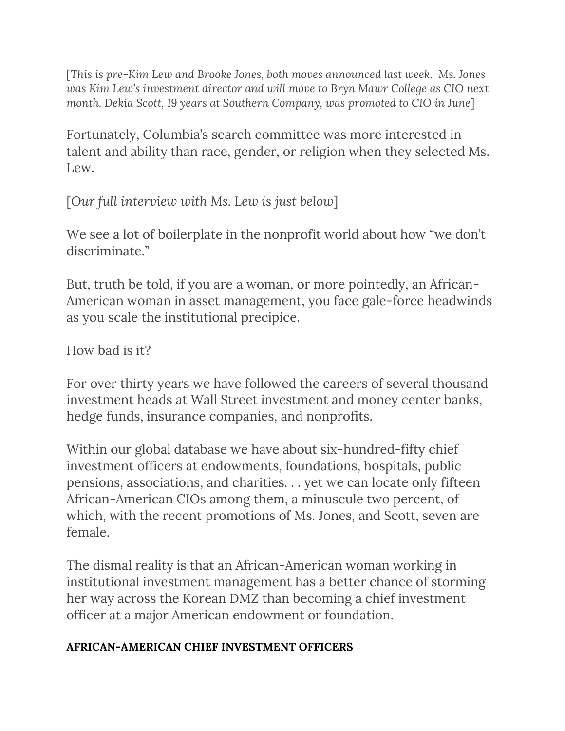[*This is pre-Kim Lew and Brooke Jones, both moves announced last week. Ms. Jones was Kim Lew's investment director and will move to Bryn Mawr College as CIO next month. Dekia Scott, 19 years at Southern Company, was promoted to CIO in June*]

Fortunately, Columbia's search committee was more interested in talent and ability than race, gender, or religion when they selected Ms. Lew.

[*Our full interview with Ms. Lew is just below*]

We see a lot of boilerplate in the nonprofit world about how "we don't discriminate."

But, truth be told, if you are a woman, or more pointedly, an African-American woman in asset management, you face gale-force headwinds as you scale the institutional precipice.

How bad is it?

For over thirty years we have followed the careers of several thousand investment heads at Wall Street investment and money center banks, hedge funds, insurance companies, and nonprofits.

Within our global database we have about six-hundred-fifty chief investment officers at endowments, foundations, hospitals, public pensions, associations, and charities. . . yet we can locate only fifteen African-American CIOs among them, a minuscule two percent, of which, with the recent promotions of Ms. Jones, and Scott, seven are female.

The dismal reality is that an African-American woman working in institutional investment management has a better chance of storming her way across the Korean DMZ than becoming a chief investment officer at a major American endowment or foundation.

**AFRICAN-AMERICAN CHIEF INVESTMENT OFFICERS**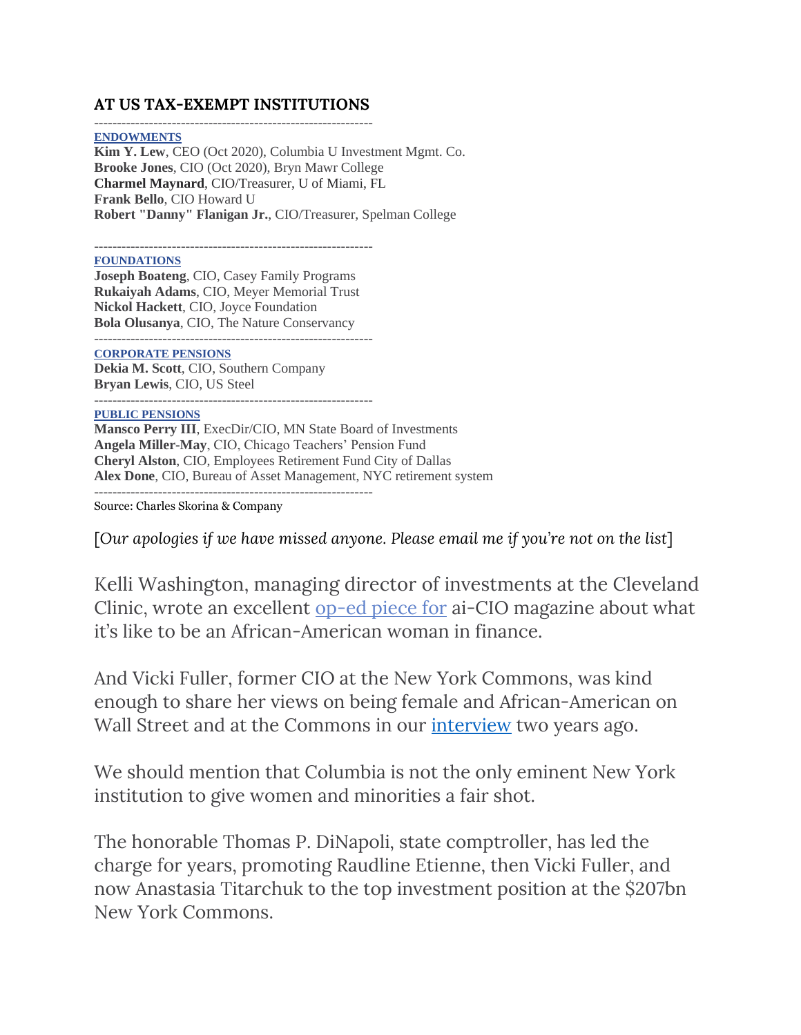### AT US TAX-EXEMPT INSTITUTIONS

-------------------------------------------------------------

**ENDOWMENTS**

**Kim Y. Lew**, CEO (Oct 2020), Columbia U Investment Mgmt. Co.
**Brooke Jones**, CIO (Oct 2020), Bryn Mawr College
**Charmel Maynard**, CIO/Treasurer, U of Miami, FL
**Frank Bello**, CIO Howard U
**Robert "Danny" Flanigan Jr.**, CIO/Treasurer, Spelman College

-------------------------------------------------------------

**FOUNDATIONS**

**Joseph Boateng**, CIO, Casey Family Programs
**Rukaiyah Adams**, CIO, Meyer Memorial Trust
**Nickol Hackett**, CIO, Joyce Foundation
**Bola Olusanya**, CIO, The Nature Conservancy

-------------------------------------------------------------

**CORPORATE PENSIONS**

**Dekia M. Scott**, CIO, Southern Company
**Bryan Lewis**, CIO, US Steel

-------------------------------------------------------------

**PUBLIC PENSIONS**

**Mansco Perry III**, ExecDir/CIO, MN State Board of Investments
**Angela Miller-May**, CIO, Chicago Teachers' Pension Fund
**Cheryl Alston**, CIO, Employees Retirement Fund City of Dallas
**Alex Done**, CIO, Bureau of Asset Management, NYC retirement system

-------------------------------------------------------------

Source: Charles Skorina & Company

[*Our apologies if we have missed anyone. Please email me if you're not on the list*]

Kelli Washington, managing director of investments at the Cleveland Clinic, wrote an excellent op-ed piece for ai-CIO magazine about what it's like to be an African-American woman in finance.

And Vicki Fuller, former CIO at the New York Commons, was kind enough to share her views on being female and African-American on Wall Street and at the Commons in our interview two years ago.

We should mention that Columbia is not the only eminent New York institution to give women and minorities a fair shot.

The honorable Thomas P. DiNapoli, state comptroller, has led the charge for years, promoting Raudline Etienne, then Vicki Fuller, and now Anastasia Titarchuk to the top investment position at the $207bn New York Commons.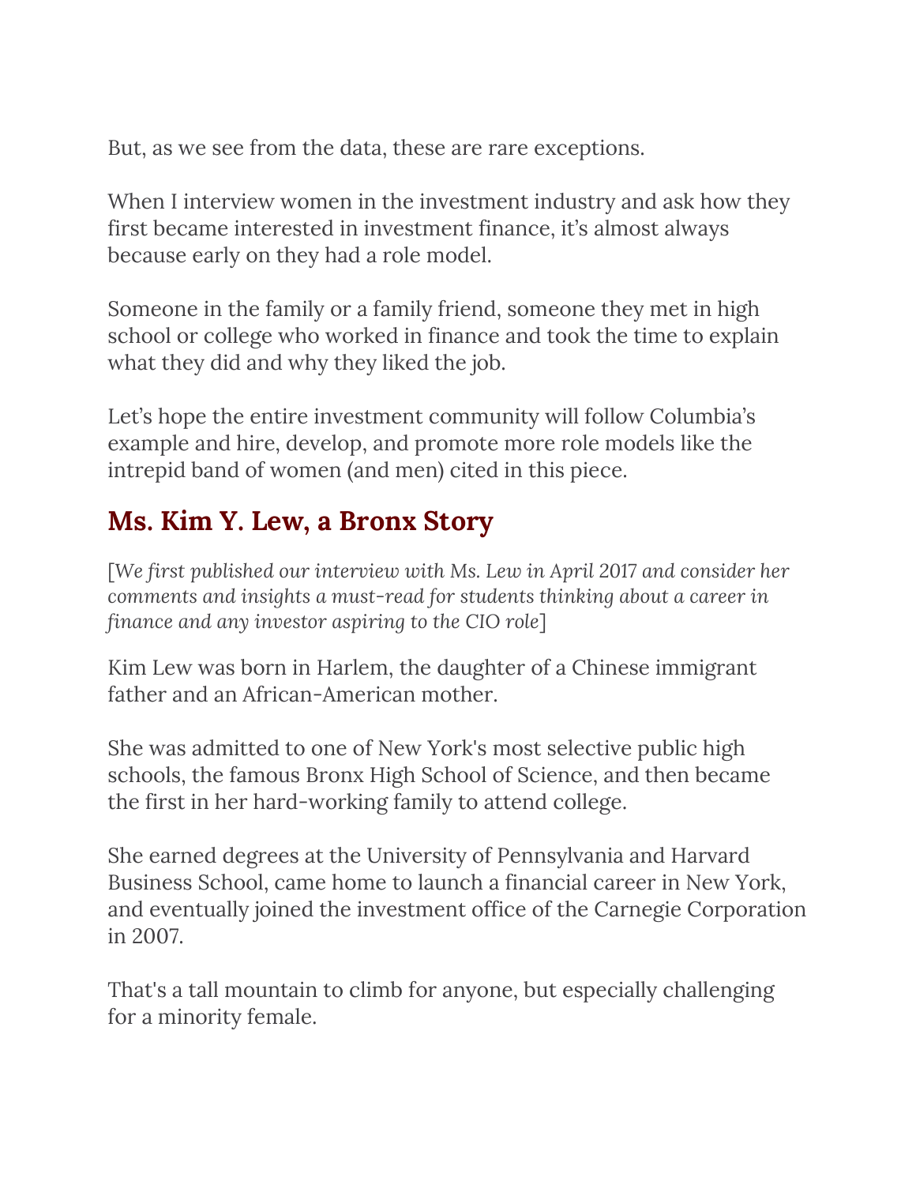But, as we see from the data, these are rare exceptions.

When I interview women in the investment industry and ask how they first became interested in investment finance, it's almost always because early on they had a role model.

Someone in the family or a family friend, someone they met in high school or college who worked in finance and took the time to explain what they did and why they liked the job.

Let's hope the entire investment community will follow Columbia's example and hire, develop, and promote more role models like the intrepid band of women (and men) cited in this piece.

## Ms. Kim Y. Lew, a Bronx Story

[*We first published our interview with Ms. Lew in April 2017 and consider her comments and insights a must-read for students thinking about a career in finance and any investor aspiring to the CIO role*]

Kim Lew was born in Harlem, the daughter of a Chinese immigrant father and an African-American mother.

She was admitted to one of New York's most selective public high schools, the famous Bronx High School of Science, and then became the first in her hard-working family to attend college.

She earned degrees at the University of Pennsylvania and Harvard Business School, came home to launch a financial career in New York, and eventually joined the investment office of the Carnegie Corporation in 2007.

That's a tall mountain to climb for anyone, but especially challenging for a minority female.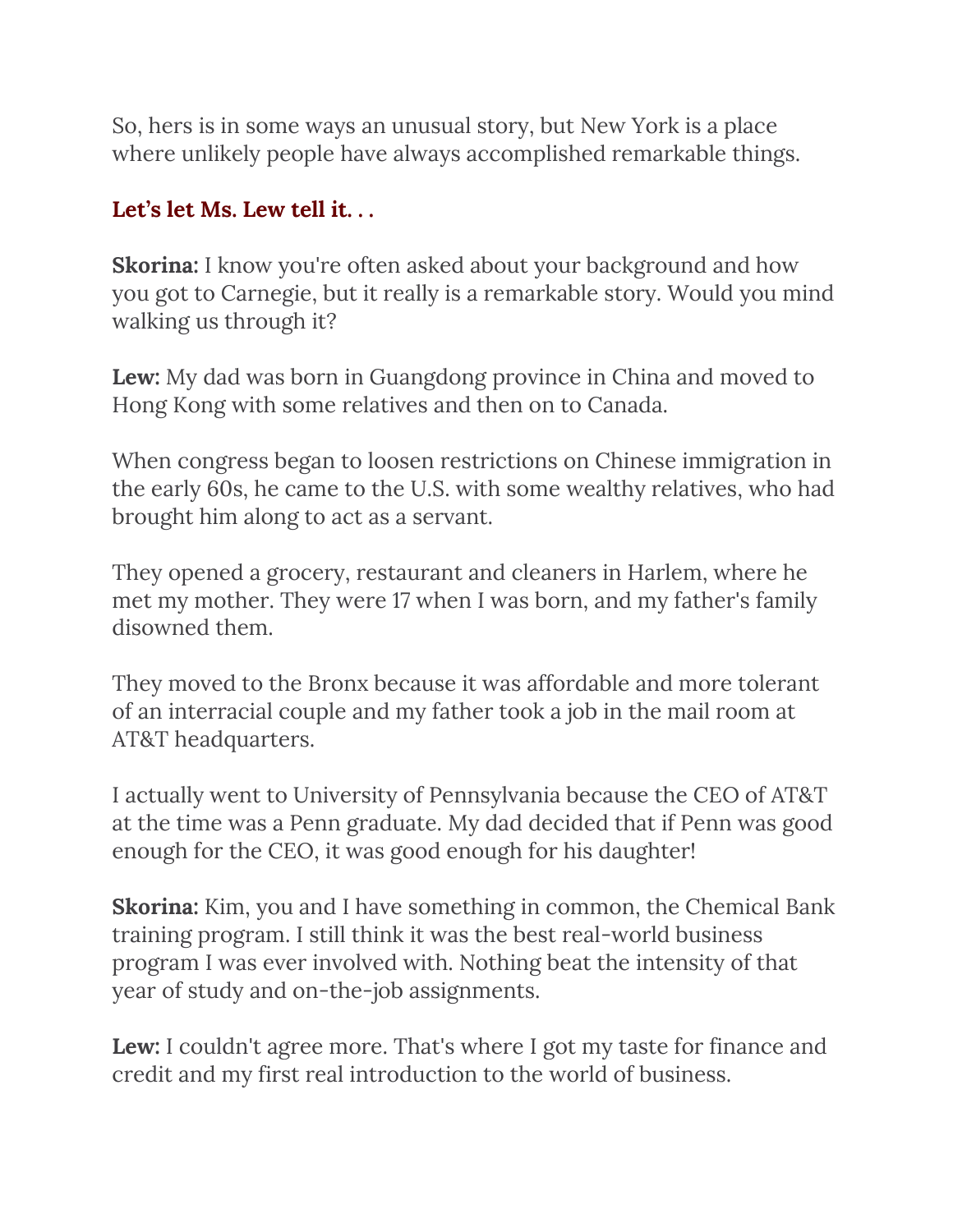So, hers is in some ways an unusual story, but New York is a place where unlikely people have always accomplished remarkable things.

**Let's let Ms. Lew tell it. . .**

**Skorina:** I know you're often asked about your background and how you got to Carnegie, but it really is a remarkable story. Would you mind walking us through it?

**Lew:** My dad was born in Guangdong province in China and moved to Hong Kong with some relatives and then on to Canada.

When congress began to loosen restrictions on Chinese immigration in the early 60s, he came to the U.S. with some wealthy relatives, who had brought him along to act as a servant.

They opened a grocery, restaurant and cleaners in Harlem, where he met my mother. They were 17 when I was born, and my father's family disowned them.

They moved to the Bronx because it was affordable and more tolerant of an interracial couple and my father took a job in the mail room at AT&T headquarters.

I actually went to University of Pennsylvania because the CEO of AT&T at the time was a Penn graduate. My dad decided that if Penn was good enough for the CEO, it was good enough for his daughter!

**Skorina:** Kim, you and I have something in common, the Chemical Bank training program. I still think it was the best real-world business program I was ever involved with. Nothing beat the intensity of that year of study and on-the-job assignments.

**Lew:** I couldn't agree more. That's where I got my taste for finance and credit and my first real introduction to the world of business.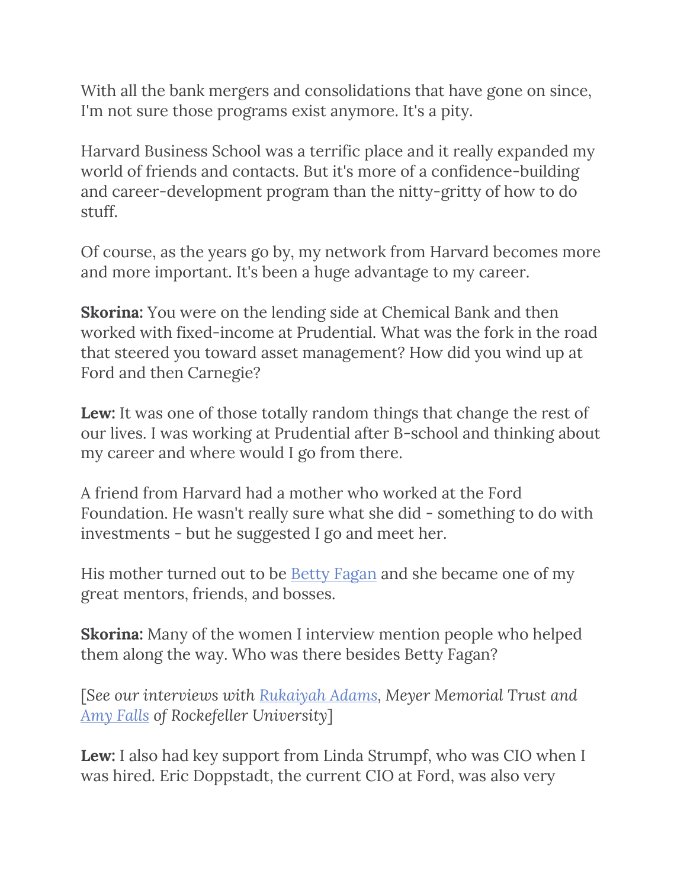With all the bank mergers and consolidations that have gone on since, I'm not sure those programs exist anymore. It's a pity.

Harvard Business School was a terrific place and it really expanded my world of friends and contacts. But it's more of a confidence-building and career-development program than the nitty-gritty of how to do stuff.

Of course, as the years go by, my network from Harvard becomes more and more important. It's been a huge advantage to my career.

**Skorina:** You were on the lending side at Chemical Bank and then worked with fixed-income at Prudential. What was the fork in the road that steered you toward asset management? How did you wind up at Ford and then Carnegie?

**Lew:** It was one of those totally random things that change the rest of our lives. I was working at Prudential after B-school and thinking about my career and where would I go from there.

A friend from Harvard had a mother who worked at the Ford Foundation. He wasn't really sure what she did - something to do with investments - but he suggested I go and meet her.

His mother turned out to be Betty Fagan and she became one of my great mentors, friends, and bosses.

**Skorina:** Many of the women I interview mention people who helped them along the way. Who was there besides Betty Fagan?

[*See our interviews with Rukaiyah Adams, Meyer Memorial Trust and Amy Falls of Rockefeller University*]

**Lew:** I also had key support from Linda Strumpf, who was CIO when I was hired. Eric Doppstadt, the current CIO at Ford, was also very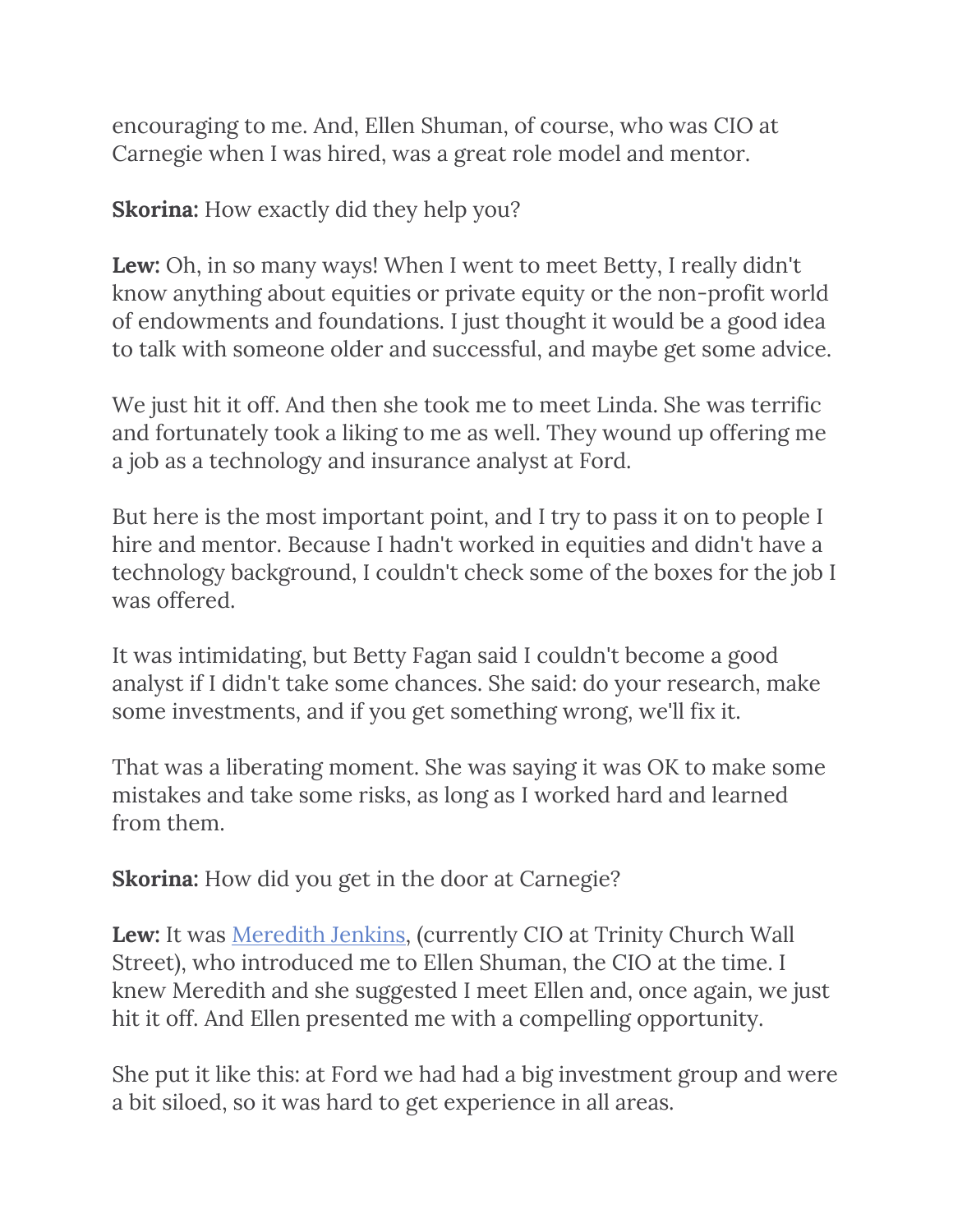encouraging to me. And, Ellen Shuman, of course, who was CIO at Carnegie when I was hired, was a great role model and mentor.

**Skorina:** How exactly did they help you?

**Lew:** Oh, in so many ways! When I went to meet Betty, I really didn't know anything about equities or private equity or the non-profit world of endowments and foundations. I just thought it would be a good idea to talk with someone older and successful, and maybe get some advice.

We just hit it off. And then she took me to meet Linda. She was terrific and fortunately took a liking to me as well. They wound up offering me a job as a technology and insurance analyst at Ford.

But here is the most important point, and I try to pass it on to people I hire and mentor. Because I hadn't worked in equities and didn't have a technology background, I couldn't check some of the boxes for the job I was offered.

It was intimidating, but Betty Fagan said I couldn't become a good analyst if I didn't take some chances. She said: do your research, make some investments, and if you get something wrong, we'll fix it.

That was a liberating moment. She was saying it was OK to make some mistakes and take some risks, as long as I worked hard and learned from them.

**Skorina:** How did you get in the door at Carnegie?

**Lew:** It was Meredith Jenkins, (currently CIO at Trinity Church Wall Street), who introduced me to Ellen Shuman, the CIO at the time. I knew Meredith and she suggested I meet Ellen and, once again, we just hit it off. And Ellen presented me with a compelling opportunity.

She put it like this: at Ford we had had a big investment group and were a bit siloed, so it was hard to get experience in all areas.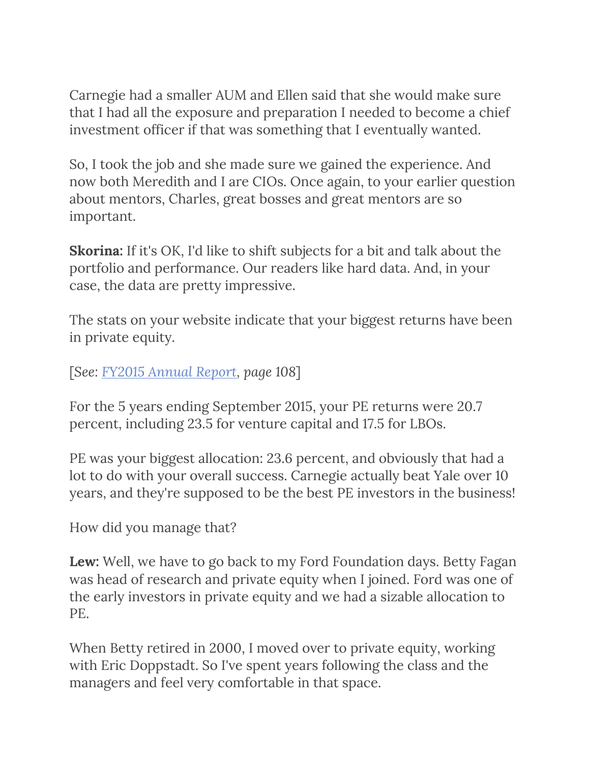Carnegie had a smaller AUM and Ellen said that she would make sure that I had all the exposure and preparation I needed to become a chief investment officer if that was something that I eventually wanted.

So, I took the job and she made sure we gained the experience. And now both Meredith and I are CIOs. Once again, to your earlier question about mentors, Charles, great bosses and great mentors are so important.

**Skorina:** If it's OK, I'd like to shift subjects for a bit and talk about the portfolio and performance. Our readers like hard data. And, in your case, the data are pretty impressive.

The stats on your website indicate that your biggest returns have been in private equity.

[*See*: *FY2015 Annual Report*, *page* 108]

For the 5 years ending September 2015, your PE returns were 20.7 percent, including 23.5 for venture capital and 17.5 for LBOs.

PE was your biggest allocation: 23.6 percent, and obviously that had a lot to do with your overall success. Carnegie actually beat Yale over 10 years, and they're supposed to be the best PE investors in the business!

How did you manage that?

**Lew:** Well, we have to go back to my Ford Foundation days. Betty Fagan was head of research and private equity when I joined. Ford was one of the early investors in private equity and we had a sizable allocation to PE.

When Betty retired in 2000, I moved over to private equity, working with Eric Doppstadt. So I've spent years following the class and the managers and feel very comfortable in that space.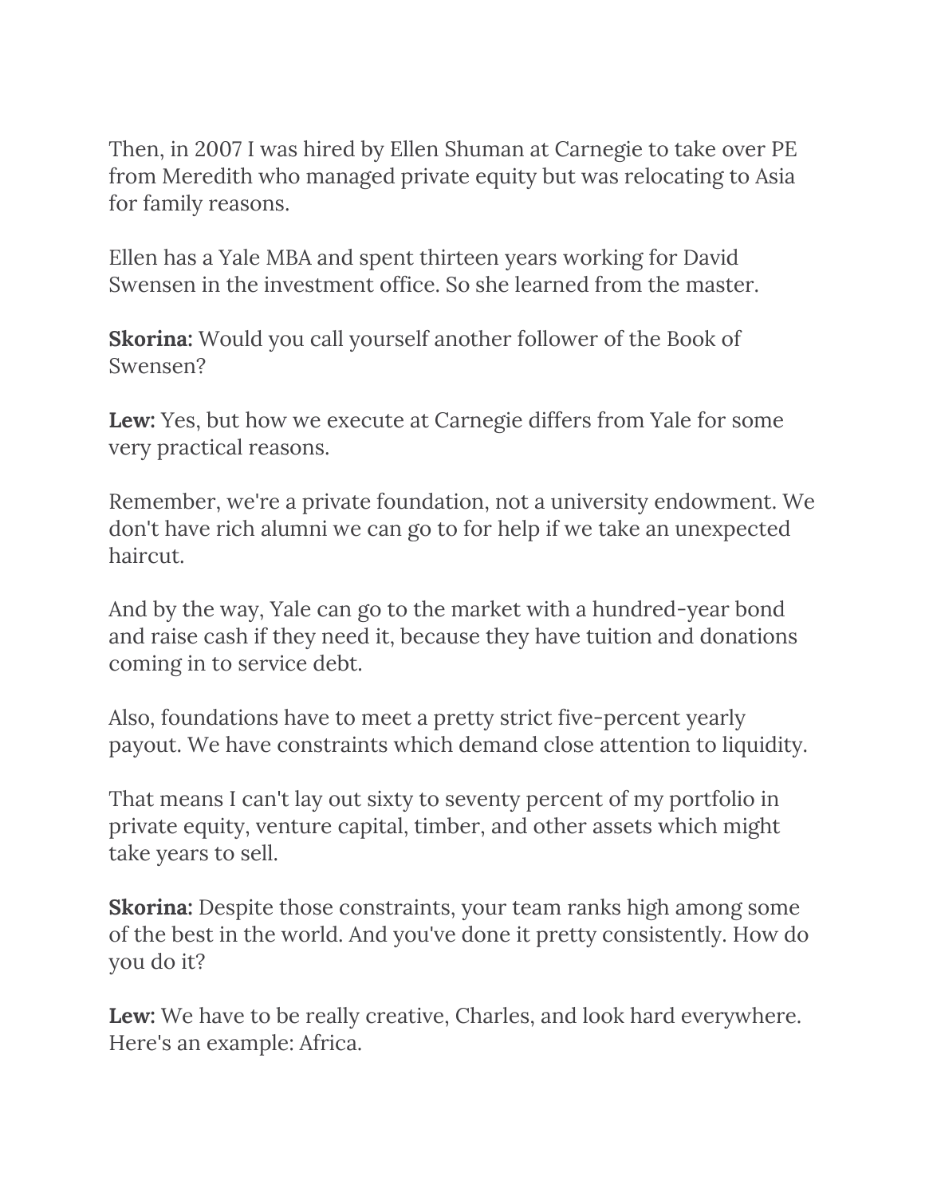Then, in 2007 I was hired by Ellen Shuman at Carnegie to take over PE from Meredith who managed private equity but was relocating to Asia for family reasons.

Ellen has a Yale MBA and spent thirteen years working for David Swensen in the investment office. So she learned from the master.

**Skorina:** Would you call yourself another follower of the Book of Swensen?

**Lew:** Yes, but how we execute at Carnegie differs from Yale for some very practical reasons.

Remember, we're a private foundation, not a university endowment. We don't have rich alumni we can go to for help if we take an unexpected haircut.

And by the way, Yale can go to the market with a hundred-year bond and raise cash if they need it, because they have tuition and donations coming in to service debt.

Also, foundations have to meet a pretty strict five-percent yearly payout. We have constraints which demand close attention to liquidity.

That means I can't lay out sixty to seventy percent of my portfolio in private equity, venture capital, timber, and other assets which might take years to sell.

**Skorina:** Despite those constraints, your team ranks high among some of the best in the world. And you've done it pretty consistently. How do you do it?

**Lew:** We have to be really creative, Charles, and look hard everywhere. Here's an example: Africa.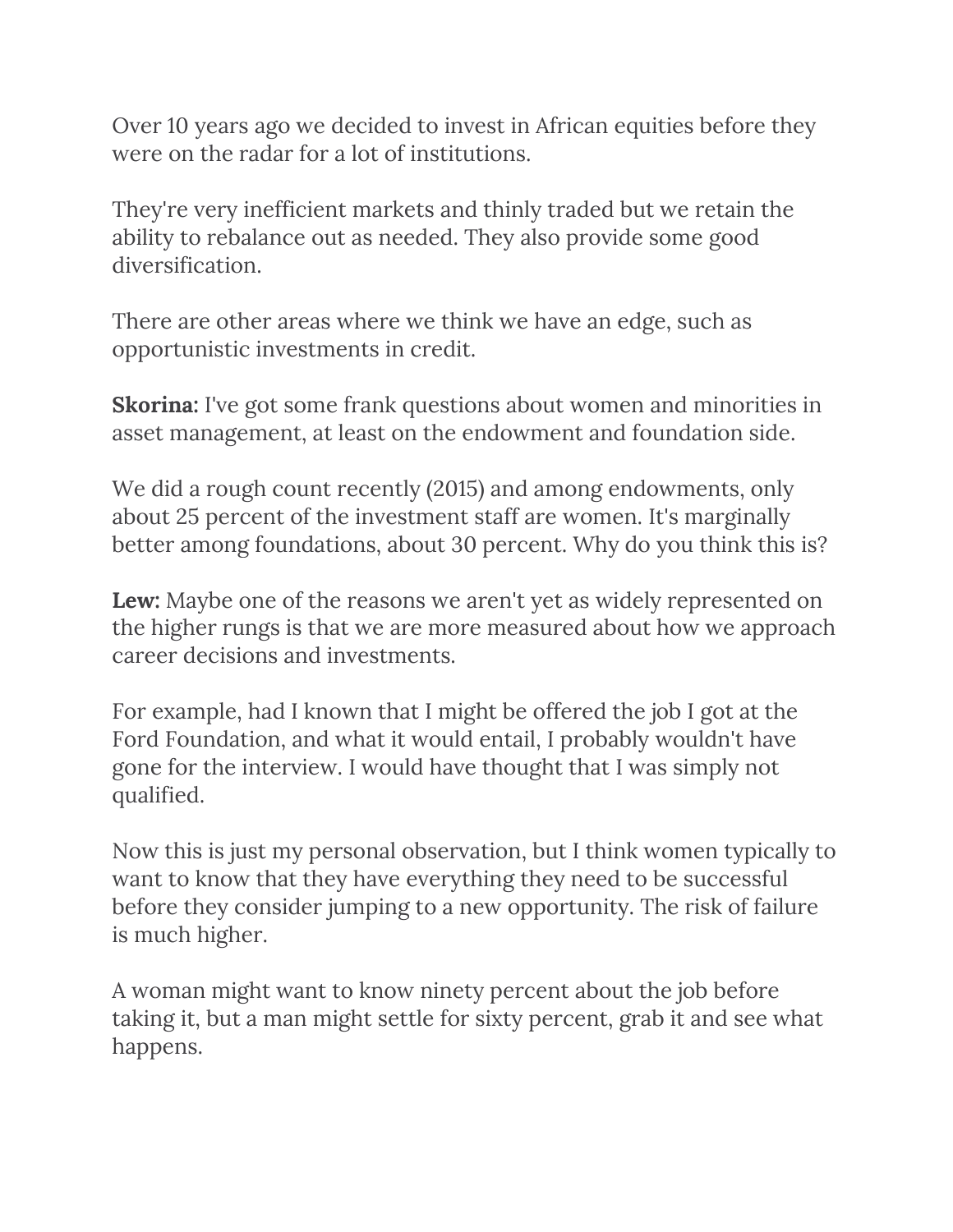Over 10 years ago we decided to invest in African equities before they were on the radar for a lot of institutions.

They're very inefficient markets and thinly traded but we retain the ability to rebalance out as needed. They also provide some good diversification.

There are other areas where we think we have an edge, such as opportunistic investments in credit.

**Skorina:** I've got some frank questions about women and minorities in asset management, at least on the endowment and foundation side.

We did a rough count recently (2015) and among endowments, only about 25 percent of the investment staff are women. It's marginally better among foundations, about 30 percent. Why do you think this is?

**Lew:** Maybe one of the reasons we aren't yet as widely represented on the higher rungs is that we are more measured about how we approach career decisions and investments.

For example, had I known that I might be offered the job I got at the Ford Foundation, and what it would entail, I probably wouldn't have gone for the interview. I would have thought that I was simply not qualified.

Now this is just my personal observation, but I think women typically to want to know that they have everything they need to be successful before they consider jumping to a new opportunity. The risk of failure is much higher.

A woman might want to know ninety percent about the job before taking it, but a man might settle for sixty percent, grab it and see what happens.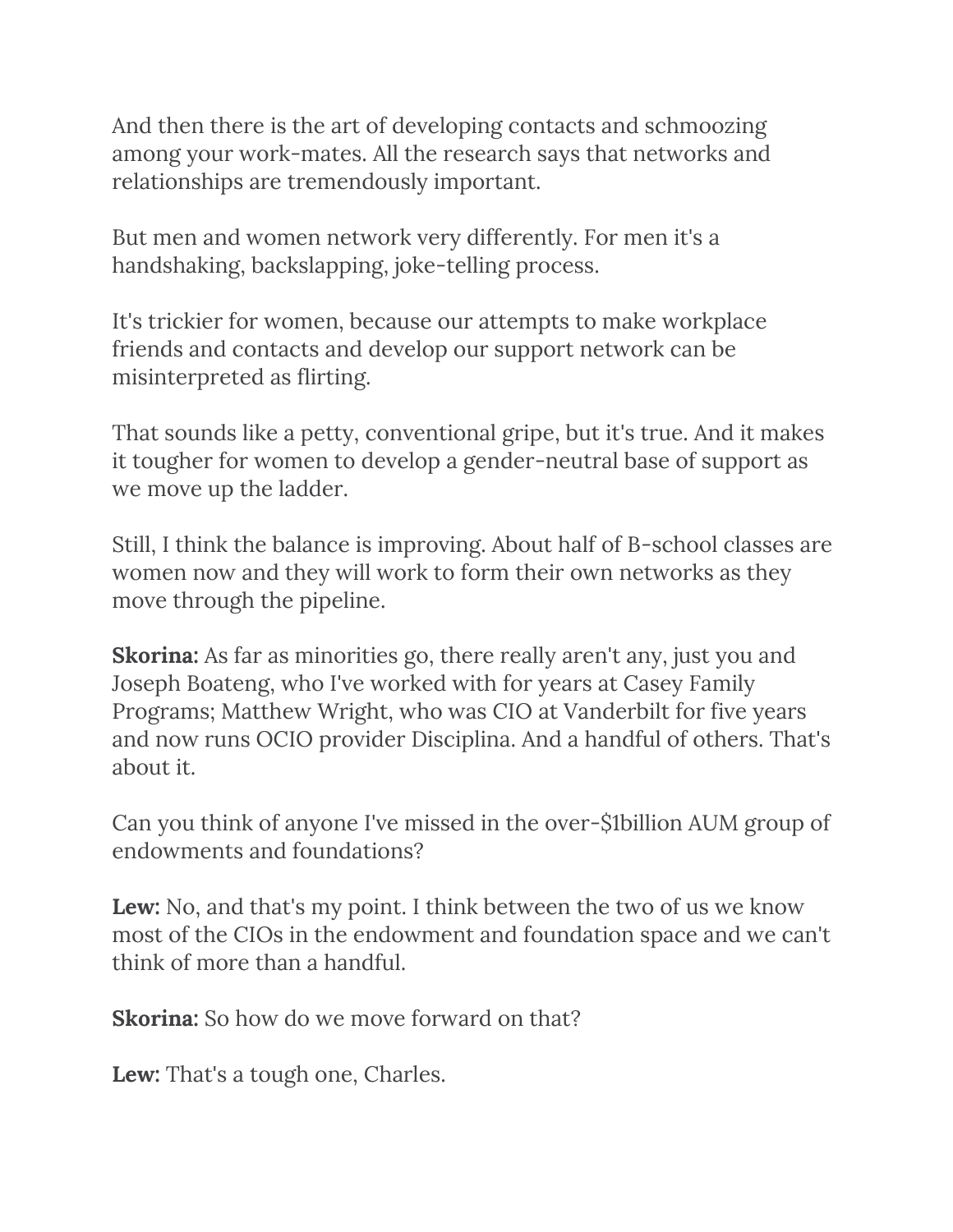And then there is the art of developing contacts and schmoozing among your work-mates. All the research says that networks and relationships are tremendously important.

But men and women network very differently. For men it's a handshaking, backslapping, joke-telling process.

It's trickier for women, because our attempts to make workplace friends and contacts and develop our support network can be misinterpreted as flirting.

That sounds like a petty, conventional gripe, but it's true. And it makes it tougher for women to develop a gender-neutral base of support as we move up the ladder.

Still, I think the balance is improving. About half of B-school classes are women now and they will work to form their own networks as they move through the pipeline.

**Skorina:** As far as minorities go, there really aren't any, just you and Joseph Boateng, who I've worked with for years at Casey Family Programs; Matthew Wright, who was CIO at Vanderbilt for five years and now runs OCIO provider Disciplina. And a handful of others. That's about it.

Can you think of anyone I've missed in the over-$1billion AUM group of endowments and foundations?

**Lew:** No, and that's my point. I think between the two of us we know most of the CIOs in the endowment and foundation space and we can't think of more than a handful.

**Skorina:** So how do we move forward on that?

**Lew:** That's a tough one, Charles.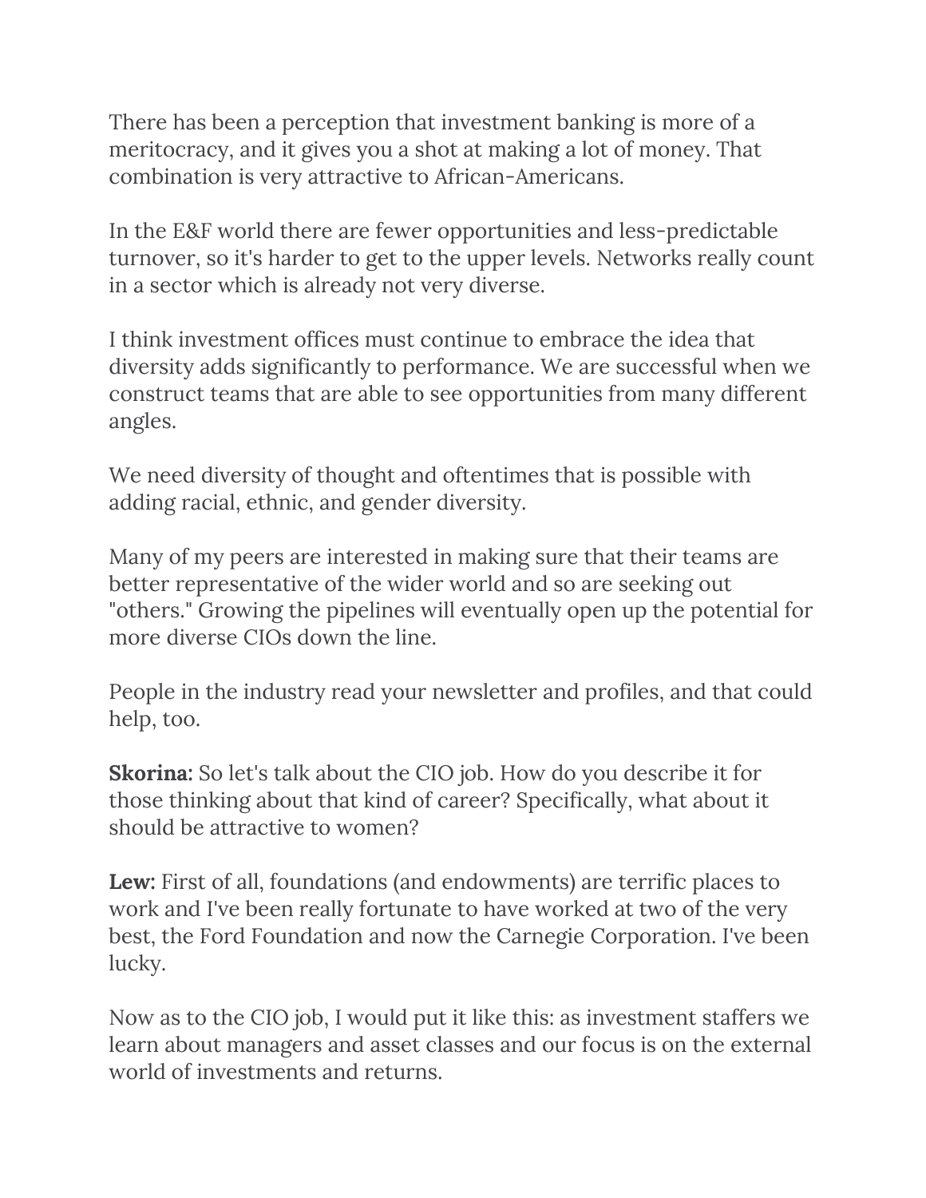There has been a perception that investment banking is more of a meritocracy, and it gives you a shot at making a lot of money. That combination is very attractive to African-Americans.

In the E&F world there are fewer opportunities and less-predictable turnover, so it's harder to get to the upper levels. Networks really count in a sector which is already not very diverse.

I think investment offices must continue to embrace the idea that diversity adds significantly to performance. We are successful when we construct teams that are able to see opportunities from many different angles.

We need diversity of thought and oftentimes that is possible with adding racial, ethnic, and gender diversity.

Many of my peers are interested in making sure that their teams are better representative of the wider world and so are seeking out "others." Growing the pipelines will eventually open up the potential for more diverse CIOs down the line.

People in the industry read your newsletter and profiles, and that could help, too.

**Skorina:** So let's talk about the CIO job. How do you describe it for those thinking about that kind of career? Specifically, what about it should be attractive to women?

**Lew:** First of all, foundations (and endowments) are terrific places to work and I've been really fortunate to have worked at two of the very best, the Ford Foundation and now the Carnegie Corporation. I've been lucky.

Now as to the CIO job, I would put it like this: as investment staffers we learn about managers and asset classes and our focus is on the external world of investments and returns.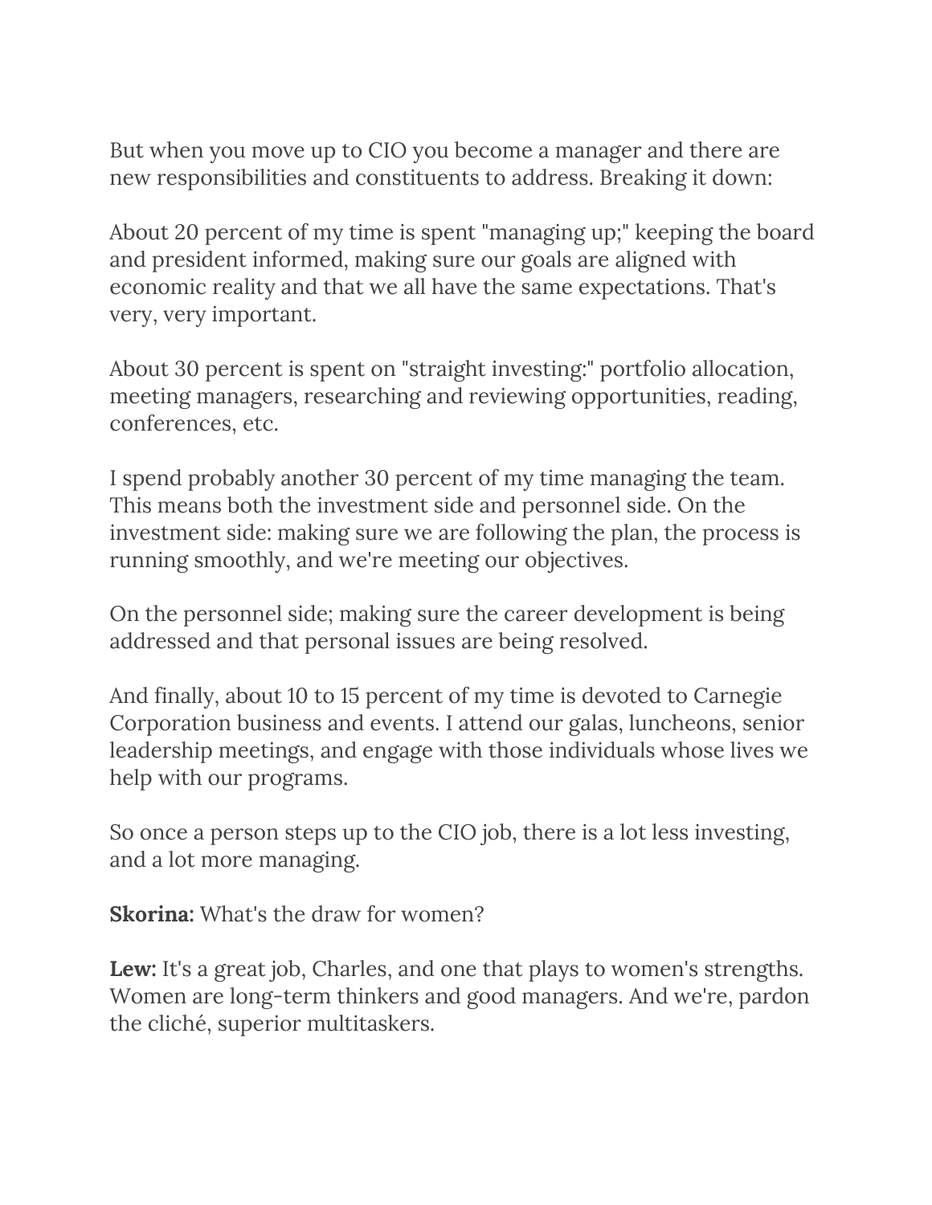But when you move up to CIO you become a manager and there are new responsibilities and constituents to address. Breaking it down:

About 20 percent of my time is spent "managing up;" keeping the board and president informed, making sure our goals are aligned with economic reality and that we all have the same expectations. That's very, very important.

About 30 percent is spent on "straight investing:" portfolio allocation, meeting managers, researching and reviewing opportunities, reading, conferences, etc.

I spend probably another 30 percent of my time managing the team. This means both the investment side and personnel side. On the investment side: making sure we are following the plan, the process is running smoothly, and we're meeting our objectives.

On the personnel side; making sure the career development is being addressed and that personal issues are being resolved.

And finally, about 10 to 15 percent of my time is devoted to Carnegie Corporation business and events. I attend our galas, luncheons, senior leadership meetings, and engage with those individuals whose lives we help with our programs.

So once a person steps up to the CIO job, there is a lot less investing, and a lot more managing.

**Skorina:** What's the draw for women?

**Lew:** It's a great job, Charles, and one that plays to women's strengths. Women are long-term thinkers and good managers. And we're, pardon the cliché, superior multitaskers.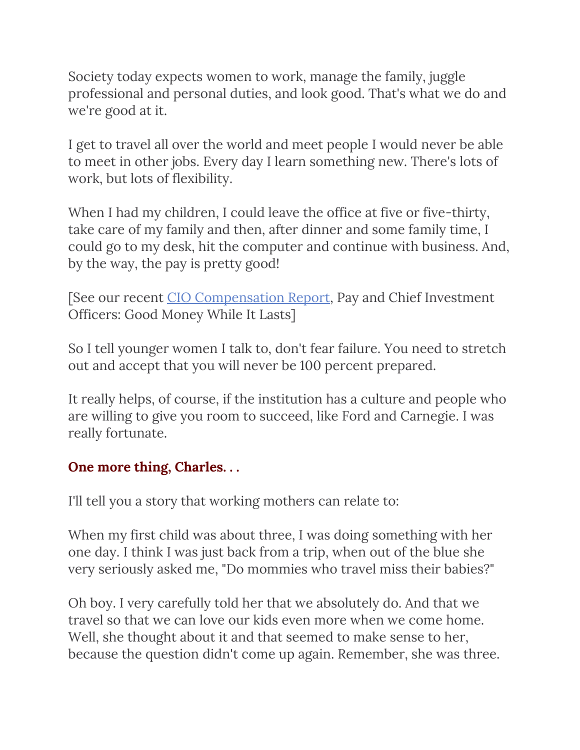Society today expects women to work, manage the family, juggle professional and personal duties, and look good. That's what we do and we're good at it.

I get to travel all over the world and meet people I would never be able to meet in other jobs. Every day I learn something new. There's lots of work, but lots of flexibility.

When I had my children, I could leave the office at five or five-thirty, take care of my family and then, after dinner and some family time, I could go to my desk, hit the computer and continue with business. And, by the way, the pay is pretty good!

[See our recent CIO Compensation Report, Pay and Chief Investment Officers: Good Money While It Lasts]

So I tell younger women I talk to, don't fear failure. You need to stretch out and accept that you will never be 100 percent prepared.

It really helps, of course, if the institution has a culture and people who are willing to give you room to succeed, like Ford and Carnegie. I was really fortunate.

**One more thing, Charles. . .**

I'll tell you a story that working mothers can relate to:

When my first child was about three, I was doing something with her one day. I think I was just back from a trip, when out of the blue she very seriously asked me, "Do mommies who travel miss their babies?"

Oh boy. I very carefully told her that we absolutely do. And that we travel so that we can love our kids even more when we come home. Well, she thought about it and that seemed to make sense to her, because the question didn't come up again. Remember, she was three.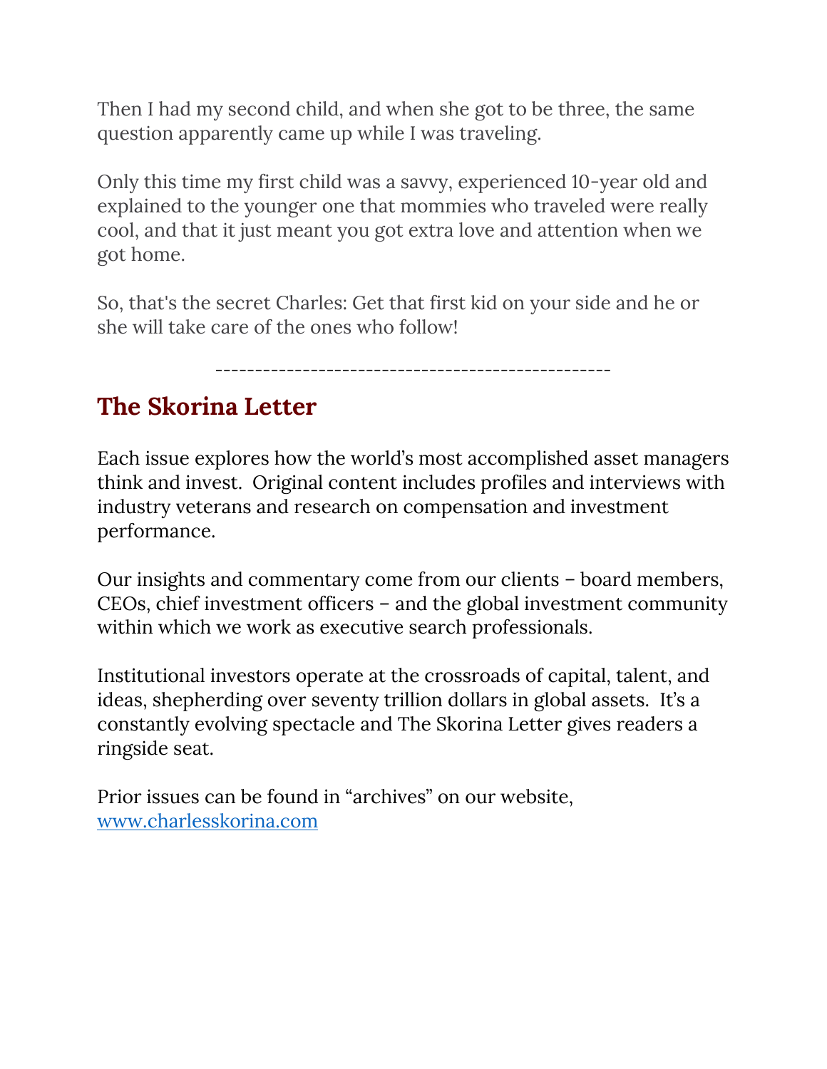Then I had my second child, and when she got to be three, the same question apparently came up while I was traveling.

Only this time my first child was a savvy, experienced 10-year old and explained to the younger one that mommies who traveled were really cool, and that it just meant you got extra love and attention when we got home.

So, that's the secret Charles: Get that first kid on your side and he or she will take care of the ones who follow!

-------------------------------------------------

## The Skorina Letter

Each issue explores how the world's most accomplished asset managers think and invest. Original content includes profiles and interviews with industry veterans and research on compensation and investment performance.

Our insights and commentary come from our clients – board members, CEOs, chief investment officers – and the global investment community within which we work as executive search professionals.

Institutional investors operate at the crossroads of capital, talent, and ideas, shepherding over seventy trillion dollars in global assets. It's a constantly evolving spectacle and The Skorina Letter gives readers a ringside seat.

Prior issues can be found in "archives" on our website, [www.charlesskorina.com](http://www.charlesskorina.com)